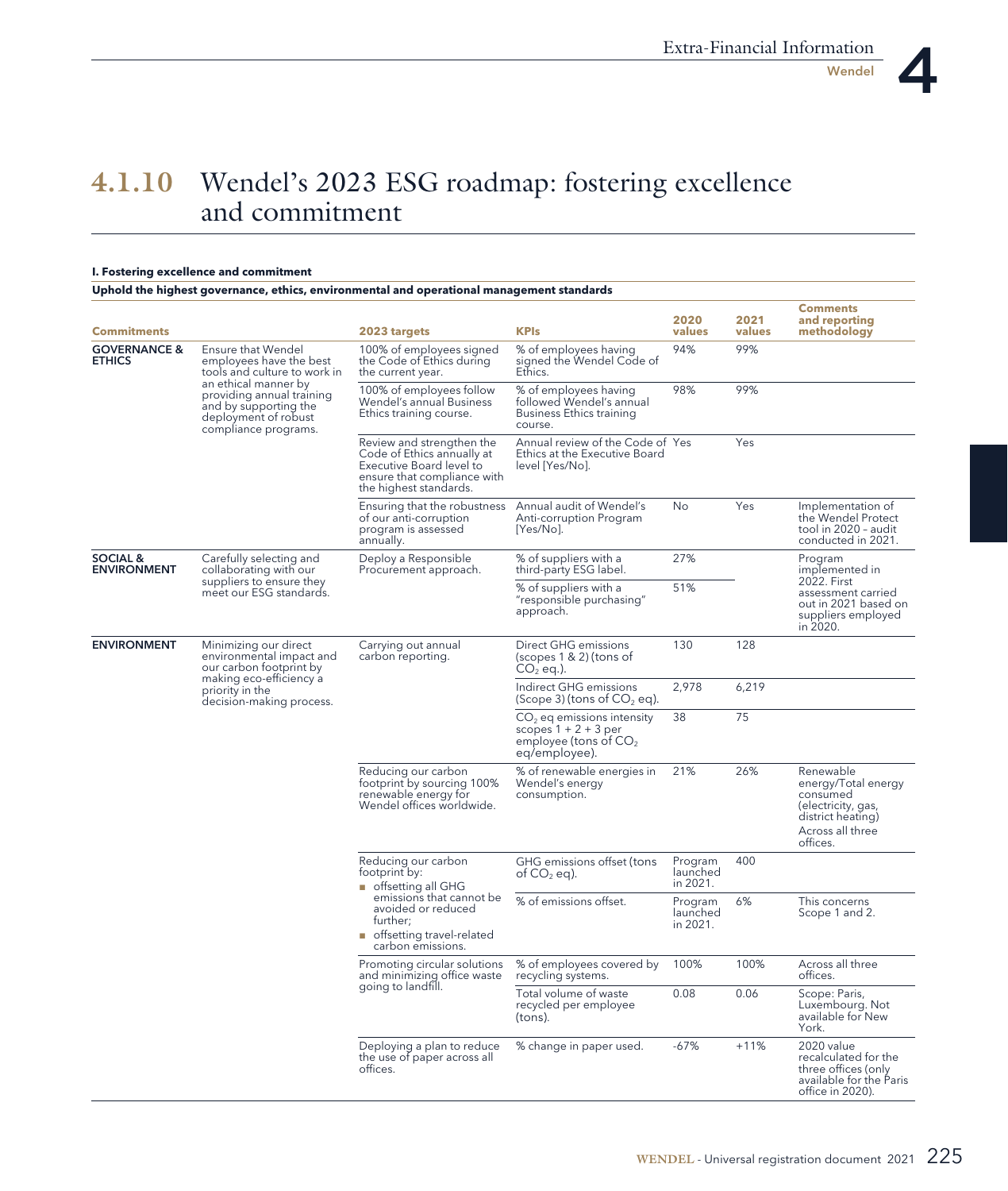## 4.1.10 Wendel's 2023 ESG roadmap: fostering excellence and commitment

**I. Fostering excellence and commitment**

**Uphold the highest governance, ethics, environmental and operational management standards**

| Commitments | | 2023 targets | KPIs | 2020 values | 2021 values | Comments and reporting methodology |
|---|---|---|---|---|---|---|
| **GOVERNANCE & ETHICS** | Ensure that Wendel employees have the best tools and culture to work in an ethical manner by providing annual training and by supporting the deployment of robust compliance programs. | 100% of employees signed the Code of Ethics during the current year. | % of employees having signed the Wendel Code of Ethics. | 94% | 99% | |
| | | 100% of employees follow Wendel's annual Business Ethics training course. | % of employees having followed Wendel's annual Business Ethics training course. | 98% | 99% | |
| | | Review and strengthen the Code of Ethics annually at Executive Board level to ensure that compliance with the highest standards. | Annual review of the Code of Ethics at the Executive Board level [Yes/No]. | Yes | Yes | |
| | | Ensuring that the robustness of our anti-corruption program is assessed annually. | Annual audit of Wendel's Anti-corruption Program [Yes/No]. | No | Yes | Implementation of the Wendel Protect tool in 2020 – audit conducted in 2021. |
| **SOCIAL & ENVIRONMENT** | Carefully selecting and collaborating with our suppliers to ensure they meet our ESG standards. | Deploy a Responsible Procurement approach. | % of suppliers with a third-party ESG label. | 27% | | Program implemented in 2022. First assessment carried out in 2021 based on suppliers employed in 2020. |
| | | | % of suppliers with a "responsible purchasing" approach. | 51% | | |
| **ENVIRONMENT** | Minimizing our direct environmental impact and our carbon footprint by making eco-efficiency a priority in the decision-making process. | Carrying out annual carbon reporting. | Direct GHG emissions (scopes 1 & 2) (tons of $CO_2$ eq.). | 130 | 128 | |
| | | | Indirect GHG emissions (Scope 3) (tons of $CO_2$ eq). | 2,978 | 6,219 | |
| | | | $CO_2$ eq emissions intensity scopes 1 + 2 + 3 per employee (tons of $CO_2$ eq/employee). | 38 | 75 | |
| | | Reducing our carbon footprint by sourcing 100% renewable energy for Wendel offices worldwide. | % of renewable energies in Wendel's energy consumption. | 21% | 26% | Renewable energy/Total energy consumed (electricity, gas, district heating) Across all three offices. |
| | | Reducing our carbon footprint by: ■ offsetting all GHG emissions that cannot be avoided or reduced further; ■ offsetting travel-related carbon emissions. | GHG emissions offset (tons of $CO_2$ eq). | Program launched in 2021. | 400 | |
| | | | % of emissions offset. | Program launched in 2021. | 6% | This concerns Scope 1 and 2. |
| | | Promoting circular solutions and minimizing office waste going to landfill. | % of employees covered by recycling systems. | 100% | 100% | Across all three offices. |
| | | | Total volume of waste recycled per employee (tons). | 0.08 | 0.06 | Scope: Paris, Luxembourg. Not available for New York. |
| | | Deploying a plan to reduce the use of paper across all offices. | % change in paper used. | -67% | +11% | 2020 value recalculated for the three offices (only available for the Paris office in 2020). |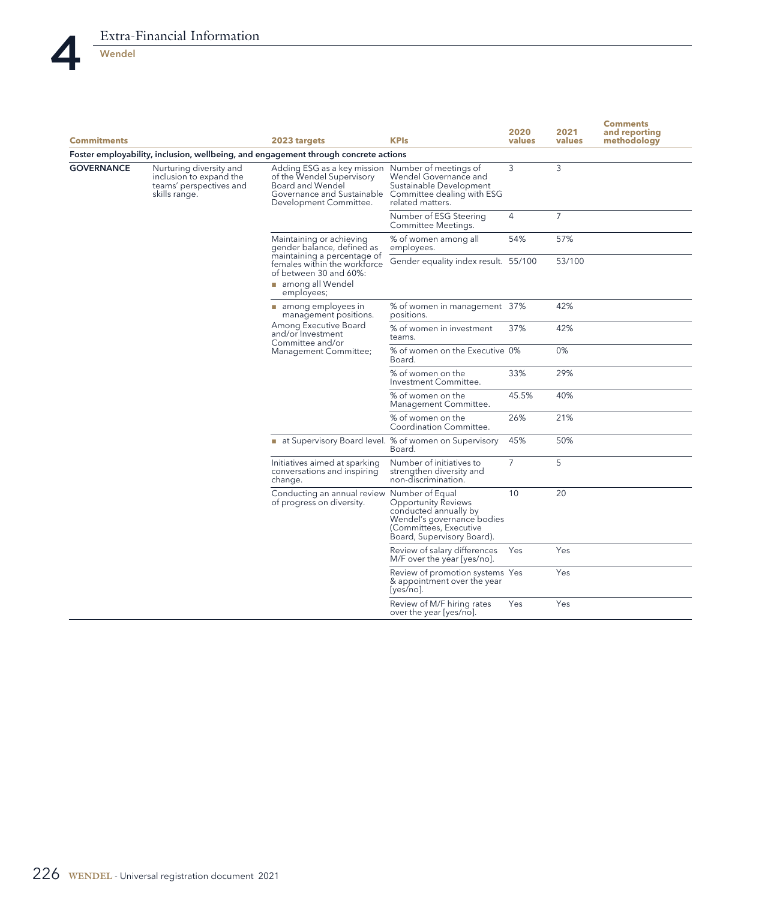| Commitments | | 2023 targets | KPIs | 2020 values | 2021 values | Comments and reporting methodology |
|---|---|---|---|---|---|---|
| **Foster employability, inclusion, wellbeing, and engagement through concrete actions** | | | | | | |
| **GOVERNANCE** | Nurturing diversity and inclusion to expand the teams' perspectives and skills range. | Adding ESG as a key mission of the Wendel Supervisory Board and Wendel Governance and Sustainable Development Committee. | Number of meetings of Wendel Governance and Sustainable Development Committee dealing with ESG related matters. | 3 | 3 | |
| | | | Number of ESG Steering Committee Meetings. | 4 | 7 | |
| | | Maintaining or achieving gender balance, defined as maintaining a percentage of females within the workforce of between 30 and 60%: ■ among all Wendel employees; | % of women among all employees. | 54% | 57% | |
| | | | Gender equality index result. | 55/100 | 53/100 | |
| | | ■ among employees in management positions. Among Executive Board and/or Investment Committee and/or Management Committee; | % of women in management positions. | 37% | 42% | |
| | | | % of women in investment teams. | 37% | 42% | |
| | | | % of women on the Executive Board. | 0% | 0% | |
| | | | % of women on the Investment Committee. | 33% | 29% | |
| | | | % of women on the Management Committee. | 45.5% | 40% | |
| | | | % of women on the Coordination Committee. | 26% | 21% | |
| | | ■ at Supervisory Board level. | % of women on Supervisory Board. | 45% | 50% | |
| | | Initiatives aimed at sparking conversations and inspiring change. | Number of initiatives to strengthen diversity and non-discrimination. | 7 | 5 | |
| | | Conducting an annual review of progress on diversity. | Number of Equal Opportunity Reviews conducted annually by Wendel's governance bodies (Committees, Executive Board, Supervisory Board). | 10 | 20 | |
| | | | Review of salary differences M/F over the year [yes/no]. | Yes | Yes | |
| | | | Review of promotion systems & appointment over the year [yes/no]. | Yes | Yes | |
| | | | Review of M/F hiring rates over the year [yes/no]. | Yes | Yes | |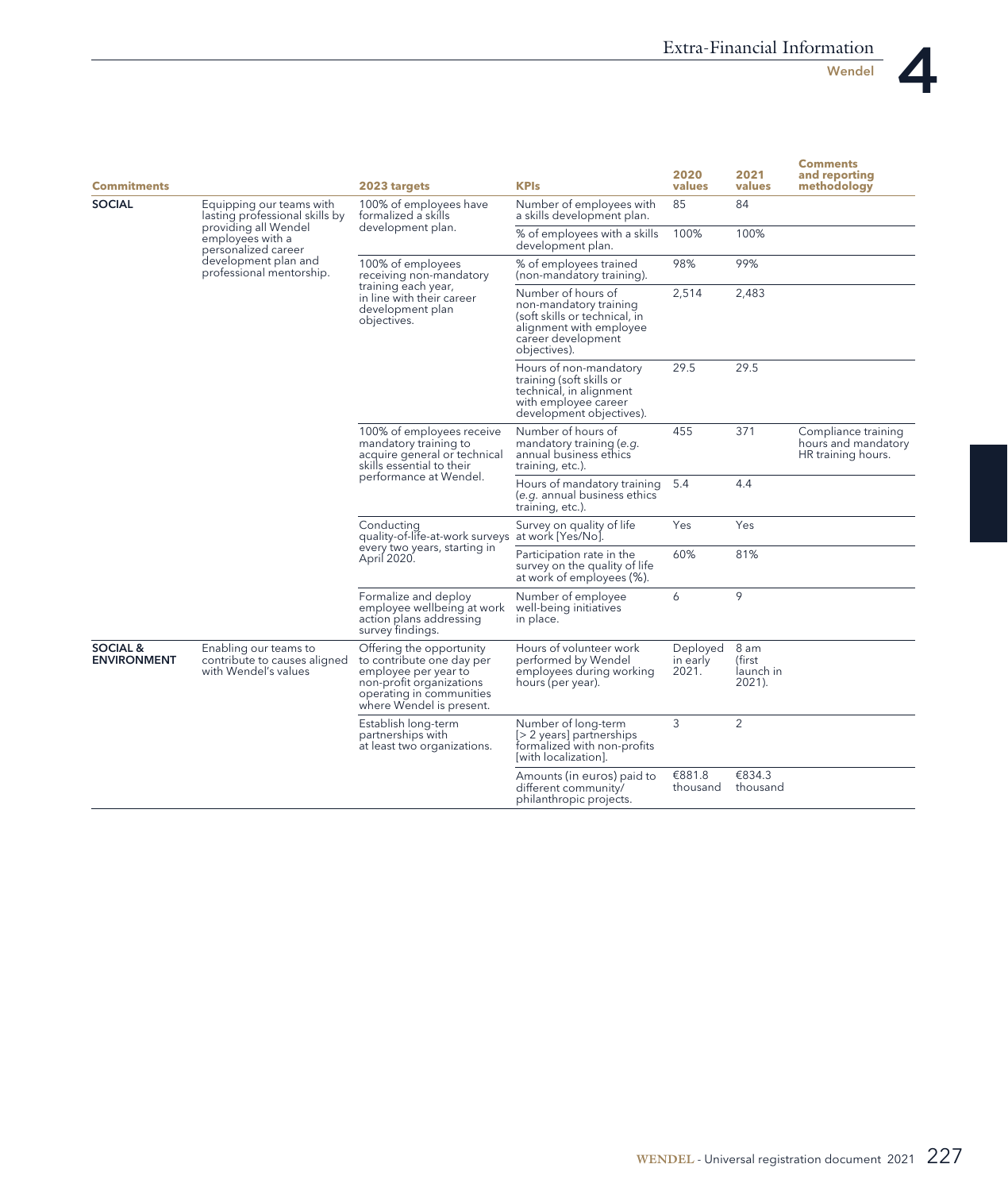| Commitments | | 2023 targets | KPIs | 2020 values | 2021 values | Comments and reporting methodology |
|---|---|---|---|---|---|---|
| **SOCIAL** | Equipping our teams with lasting professional skills by providing all Wendel employees with a personalized career development plan and professional mentorship. | 100% of employees have formalized a skills development plan. | Number of employees with a skills development plan. | 85 | 84 | |
| | | | % of employees with a skills development plan. | 100% | 100% | |
| | | 100% of employees receiving non-mandatory training each year, in line with their career development plan objectives. | % of employees trained (non-mandatory training). | 98% | 99% | |
| | | | Number of hours of non-mandatory training (soft skills or technical, in alignment with employee career development objectives). | 2,514 | 2,483 | |
| | | | Hours of non-mandatory training (soft skills or technical, in alignment with employee career development objectives). | 29.5 | 29.5 | |
| | | 100% of employees receive mandatory training to acquire general or technical skills essential to their performance at Wendel. | Number of hours of mandatory training (*e.g.* annual business ethics training, etc.). | 455 | 371 | Compliance training hours and mandatory HR training hours. |
| | | | Hours of mandatory training (*e.g.* annual business ethics training, etc.). | 5.4 | 4.4 | |
| | | Conducting quality-of-life-at-work surveys every two years, starting in April 2020. | Survey on quality of life at work [Yes/No]. | Yes | Yes | |
| | | | Participation rate in the survey on the quality of life at work of employees (%). | 60% | 81% | |
| | | Formalize and deploy employee wellbeing at work action plans addressing survey findings. | Number of employee well-being initiatives in place. | 6 | 9 | |
| **SOCIAL & ENVIRONMENT** | Enabling our teams to contribute to causes aligned with Wendel's values | Offering the opportunity to contribute one day per employee per year to non-profit organizations operating in communities where Wendel is present. | Hours of volunteer work performed by Wendel employees during working hours (per year). | Deployed in early 2021. | 8 am (first launch in 2021). | |
| | | Establish long-term partnerships with at least two organizations. | Number of long-term [> 2 years] partnerships formalized with non-profits [with localization]. | 3 | 2 | |
| | | | Amounts (in euros) paid to different community/ philanthropic projects. | €881.8 thousand | €834.3 thousand | |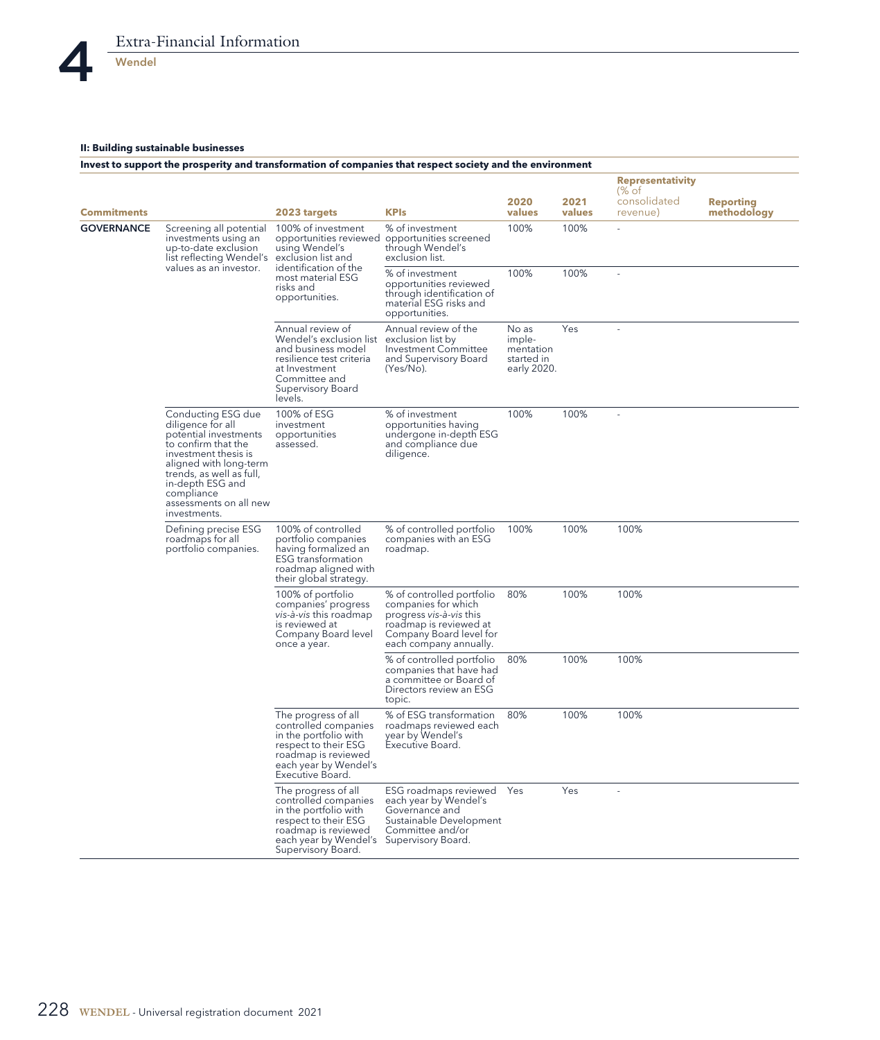**II: Building sustainable businesses**

**Invest to support the prosperity and transformation of companies that respect society and the environment**

| Commitments | | 2023 targets | KPIs | 2020 values | 2021 values | Representativity (% of consolidated revenue) | Reporting methodology |
|---|---|---|---|---|---|---|---|
| **GOVERNANCE** | Screening all potential investments using an up-to-date exclusion list reflecting Wendel's values as an investor. | 100% of investment opportunities reviewed using Wendel's exclusion list and identification of the most material ESG risks and opportunities. | % of investment opportunities screened through Wendel's exclusion list. | 100% | 100% | - | |
| | | | % of investment opportunities reviewed through identification of material ESG risks and opportunities. | 100% | 100% | - | |
| | | Annual review of Wendel's exclusion list and business model resilience test criteria at Investment Committee and Supervisory Board levels. | Annual review of the exclusion list by Investment Committee and Supervisory Board (Yes/No). | No as implementation started in early 2020. | Yes | - | |
| | Conducting ESG due diligence for all potential investments to confirm that the investment thesis is aligned with long-term trends, as well as full, in-depth ESG and compliance assessments on all new investments. | 100% of ESG investment opportunities assessed. | % of investment opportunities having undergone in-depth ESG and compliance due diligence. | 100% | 100% | - | |
| | Defining precise ESG roadmaps for all portfolio companies. | 100% of controlled portfolio companies having formalized an ESG transformation roadmap aligned with their global strategy. | % of controlled portfolio companies with an ESG roadmap. | 100% | 100% | 100% | |
| | | 100% of portfolio companies' progress *vis-à-vis* this roadmap is reviewed at Company Board level once a year. | % of controlled portfolio companies for which progress *vis-à-vis* this roadmap is reviewed at Company Board level for each company annually. | 80% | 100% | 100% | |
| | | | % of controlled portfolio companies that have had a committee or Board of Directors review an ESG topic. | 80% | 100% | 100% | |
| | | The progress of all controlled companies in the portfolio with respect to their ESG roadmap is reviewed each year by Wendel's Executive Board. | % of ESG transformation roadmaps reviewed each year by Wendel's Executive Board. | 80% | 100% | 100% | |
| | | The progress of all controlled companies in the portfolio with respect to their ESG roadmap is reviewed each year by Wendel's Supervisory Board. | ESG roadmaps reviewed each year by Wendel's Governance and Sustainable Development Committee and/or Supervisory Board. | Yes | Yes | - | |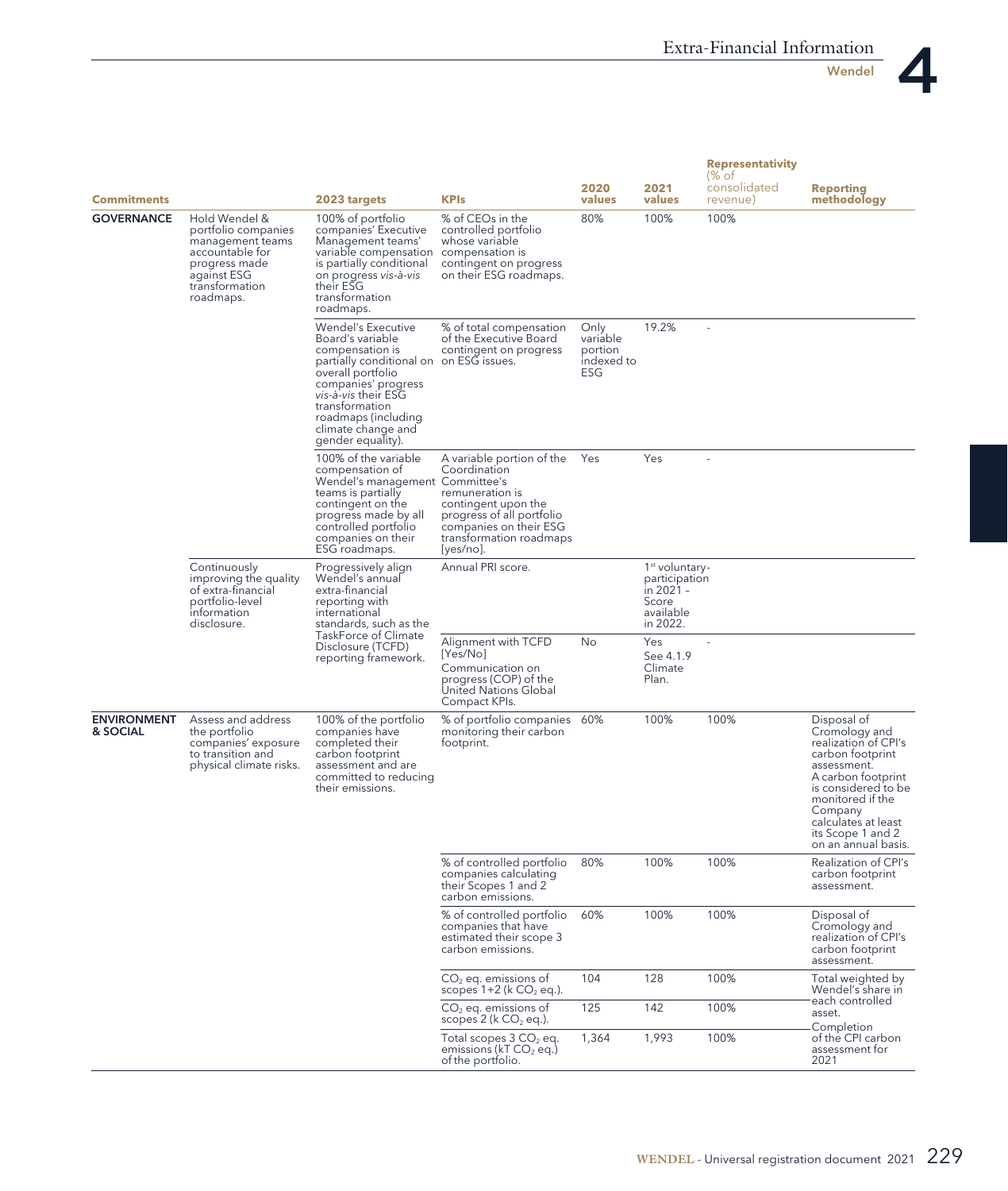| Commitments | | 2023 targets | KPIs | 2020 values | 2021 values | Representativity (% of consolidated revenue) | Reporting methodology |
|---|---|---|---|---|---|---|---|
| **GOVERNANCE** | Hold Wendel & portfolio companies management teams accountable for progress made against ESG transformation roadmaps. | 100% of portfolio companies' Executive Management teams' variable compensation is partially conditional on progress *vis-à-vis* their ESG transformation roadmaps. | % of CEOs in the controlled portfolio whose variable compensation is contingent on progress on their ESG roadmaps. | 80% | 100% | 100% | |
| | | Wendel's Executive Board's variable compensation is partially conditional on overall portfolio companies' progress *vis-à-vis* their ESG transformation roadmaps (including climate change and gender equality). | % of total compensation of the Executive Board contingent on progress on ESG issues. | Only variable portion indexed to ESG | 19.2% | - | |
| | | 100% of the variable compensation of Wendel's management teams is partially contingent on the progress made by all controlled portfolio companies on their ESG roadmaps. | A variable portion of the Coordination Committee's remuneration is contingent upon the progress of all portfolio companies on their ESG transformation roadmaps [yes/no]. | Yes | Yes | - | |
| | Continuously improving the quality of extra-financial portfolio-level information disclosure. | Progressively align Wendel's annual extra-financial reporting with international standards, such as the TaskForce of Climate Disclosure (TCFD) reporting framework. | Annual PRI score. | | 1st voluntary-participation in 2021 – Score available in 2022. | | |
| | | | Alignment with TCFD [Yes/No] Communication on progress (COP) of the United Nations Global Compact KPIs. | No | Yes See 4.1.9 Climate Plan. | - | |
| **ENVIRONMENT & SOCIAL** | Assess and address the portfolio companies' exposure to transition and physical climate risks. | 100% of the portfolio companies have completed their carbon footprint assessment and are committed to reducing their emissions. | % of portfolio companies monitoring their carbon footprint. | 60% | 100% | 100% | Disposal of Cromology and realization of CPI's carbon footprint assessment. A carbon footprint is considered to be monitored if the Company calculates at least its Scope 1 and 2 on an annual basis. |
| | | | % of controlled portfolio companies calculating their Scopes 1 and 2 carbon emissions. | 80% | 100% | 100% | Realization of CPI's carbon footprint assessment. |
| | | | % of controlled portfolio companies that have estimated their scope 3 carbon emissions. | 60% | 100% | 100% | Disposal of Cromology and realization of CPI's carbon footprint assessment. |
| | | | $CO_2$ eq. emissions of scopes 1+2 (k $CO_2$ eq.). | 104 | 128 | 100% | Total weighted by Wendel's share in each controlled asset. |
| | | | $CO_2$ eq. emissions of scopes 2 (k $CO_2$ eq.). | 125 | 142 | 100% | Completion of the CPI carbon assessment for 2021 |
| | | | Total scopes 3 $CO_2$ eq. emissions (kT $CO_2$ eq.) of the portfolio. | 1,364 | 1,993 | 100% | |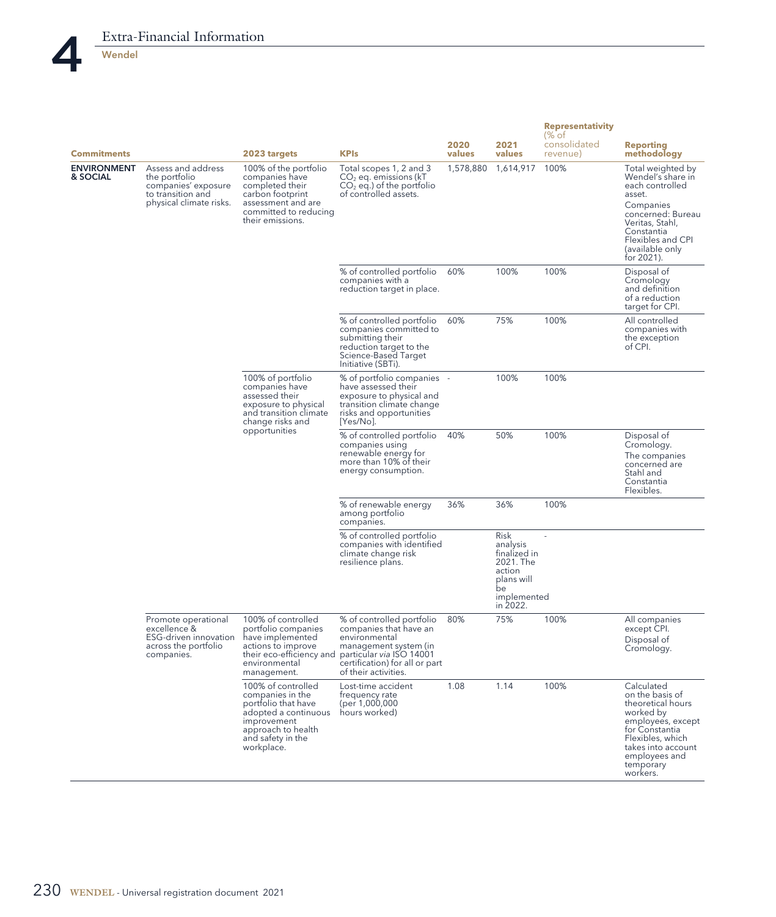| Commitments | | 2023 targets | KPIs | 2020 values | 2021 values | Representativity (% of consolidated revenue) | Reporting methodology |
|---|---|---|---|---|---|---|---|
| **ENVIRONMENT & SOCIAL** | Assess and address the portfolio companies' exposure to transition and physical climate risks. | 100% of the portfolio companies have completed their carbon footprint assessment and are committed to reducing their emissions. | Total scopes 1, 2 and 3 $CO_2$ eq. emissions (kT $CO_2$ eq.) of the portfolio of controlled assets. | 1,578,880 | 1,614,917 | 100% | Total weighted by Wendel's share in each controlled asset. Companies concerned: Bureau Veritas, Stahl, Constantia Flexibles and CPI (available only for 2021). |
| | | | % of controlled portfolio companies with a reduction target in place. | 60% | 100% | 100% | Disposal of Cromology and definition of a reduction target for CPI. |
| | | | % of controlled portfolio companies committed to submitting their reduction target to the Science-Based Target Initiative (SBTi). | 60% | 75% | 100% | All controlled companies with the exception of CPI. |
| | | 100% of portfolio companies have assessed their exposure to physical and transition climate change risks and opportunities | % of portfolio companies have assessed their exposure to physical and transition climate change risks and opportunities [Yes/No]. | - | 100% | 100% | |
| | | | % of controlled portfolio companies using renewable energy for more than 10% of their energy consumption. | 40% | 50% | 100% | Disposal of Cromology. The companies concerned are Stahl and Constantia Flexibles. |
| | | | % of renewable energy among portfolio companies. | 36% | 36% | 100% | |
| | | | % of controlled portfolio companies with identified climate change risk resilience plans. | | Risk analysis finalized in 2021. The action plans will be implemented in 2022. | - | |
| | Promote operational excellence & ESG-driven innovation across the portfolio companies. | 100% of controlled portfolio companies have implemented actions to improve their eco-efficiency and environmental management. | % of controlled portfolio companies that have an environmental management system (in particular *via* ISO 14001 certification) for all or part of their activities. | 80% | 75% | 100% | All companies except CPI. Disposal of Cromology. |
| | | 100% of controlled companies in the portfolio that have adopted a continuous improvement approach to health and safety in the workplace. | Lost-time accident frequency rate (per 1,000,000 hours worked) | 1.08 | 1.14 | 100% | Calculated on the basis of theoretical hours worked by employees, except for Constantia Flexibles, which takes into account employees and temporary workers. |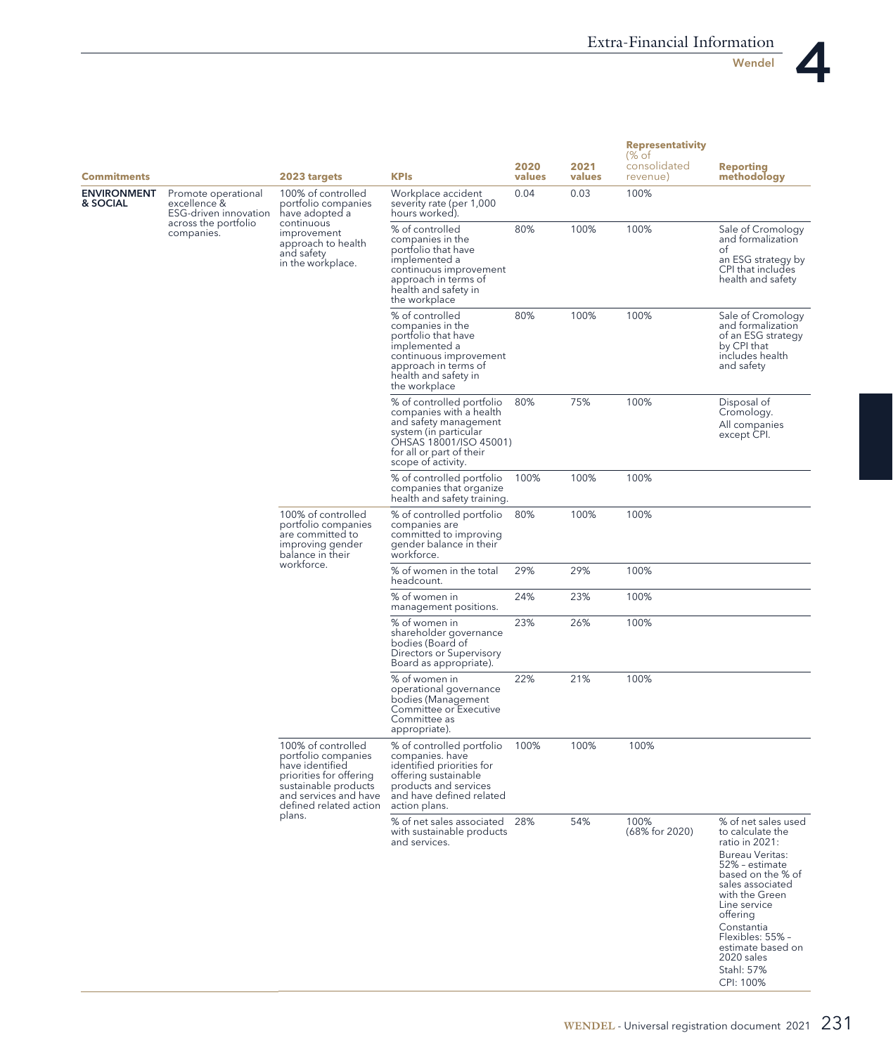| Commitments | | 2023 targets | KPIs | 2020 values | 2021 values | Representativity (% of consolidated revenue) | Reporting methodology |
|---|---|---|---|---|---|---|---|
| **ENVIRONMENT & SOCIAL** | Promote operational excellence & ESG-driven innovation across the portfolio companies. | 100% of controlled portfolio companies have adopted a continuous improvement approach to health and safety in the workplace. | Workplace accident severity rate (per 1,000 hours worked). | 0.04 | 0.03 | 100% | |
| | | | % of controlled companies in the portfolio that have implemented a continuous improvement approach in terms of health and safety in the workplace | 80% | 100% | 100% | Sale of Cromology and formalization of an ESG strategy by CPI that includes health and safety |
| | | | % of controlled companies in the portfolio that have implemented a continuous improvement approach in terms of health and safety in the workplace | 80% | 100% | 100% | Sale of Cromology and formalization of an ESG strategy by CPI that includes health and safety |
| | | | % of controlled portfolio companies with a health and safety management system (in particular OHSAS 18001/ISO 45001) for all or part of their scope of activity. | 80% | 75% | 100% | Disposal of Cromology. All companies except CPI. |
| | | | % of controlled portfolio companies that organize health and safety training. | 100% | 100% | 100% | |
| | | 100% of controlled portfolio companies are committed to improving gender balance in their workforce. | % of controlled portfolio companies are committed to improving gender balance in their workforce. | 80% | 100% | 100% | |
| | | | % of women in the total headcount. | 29% | 29% | 100% | |
| | | | % of women in management positions. | 24% | 23% | 100% | |
| | | | % of women in shareholder governance bodies (Board of Directors or Supervisory Board as appropriate). | 23% | 26% | 100% | |
| | | | % of women in operational governance bodies (Management Committee or Executive Committee as appropriate). | 22% | 21% | 100% | |
| | | 100% of controlled portfolio companies have identified priorities for offering sustainable products and services and have defined related action plans. | % of controlled portfolio companies. have identified priorities for offering sustainable products and services and have defined related action plans. | 100% | 100% | 100% | |
| | | | % of net sales associated with sustainable products and services. | 28% | 54% | 100% (68% for 2020) | % of net sales used to calculate the ratio in 2021: Bureau Veritas: 52% – estimate based on the % of sales associated with the Green Line service offering Constantia Flexibles: 55% – estimate based on 2020 sales Stahl: 57% CPI: 100% |